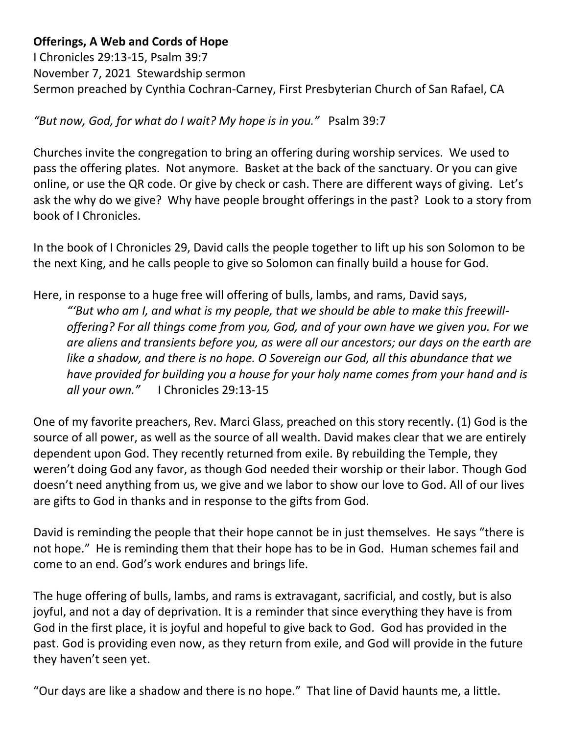**Offerings, A Web and Cords of Hope**
I Chronicles 29:13-15, Psalm 39:7
November 7, 2021 Stewardship sermon
Sermon preached by Cynthia Cochran-Carney, First Presbyterian Church of San Rafael, CA

*"But now, God, for what do I wait? My hope is in you."* Psalm 39:7

Churches invite the congregation to bring an offering during worship services. We used to pass the offering plates. Not anymore. Basket at the back of the sanctuary. Or you can give online, or use the QR code. Or give by check or cash. There are different ways of giving. Let's ask the why do we give? Why have people brought offerings in the past? Look to a story from book of I Chronicles.

In the book of I Chronicles 29, David calls the people together to lift up his son Solomon to be the next King, and he calls people to give so Solomon can finally build a house for God.

Here, in response to a huge free will offering of bulls, lambs, and rams, David says,

> *"'But who am I, and what is my people, that we should be able to make this freewill-offering? For all things come from you, God, and of your own have we given you. For we are aliens and transients before you, as were all our ancestors; our days on the earth are like a shadow, and there is no hope. O Sovereign our God, all this abundance that we have provided for building you a house for your holy name comes from your hand and is all your own."* I Chronicles 29:13-15

One of my favorite preachers, Rev. Marci Glass, preached on this story recently. (1) God is the source of all power, as well as the source of all wealth. David makes clear that we are entirely dependent upon God. They recently returned from exile. By rebuilding the Temple, they weren't doing God any favor, as though God needed their worship or their labor. Though God doesn't need anything from us, we give and we labor to show our love to God. All of our lives are gifts to God in thanks and in response to the gifts from God.

David is reminding the people that their hope cannot be in just themselves. He says "there is not hope." He is reminding them that their hope has to be in God. Human schemes fail and come to an end. God's work endures and brings life.

The huge offering of bulls, lambs, and rams is extravagant, sacrificial, and costly, but is also joyful, and not a day of deprivation. It is a reminder that since everything they have is from God in the first place, it is joyful and hopeful to give back to God. God has provided in the past. God is providing even now, as they return from exile, and God will provide in the future they haven't seen yet.

"Our days are like a shadow and there is no hope." That line of David haunts me, a little.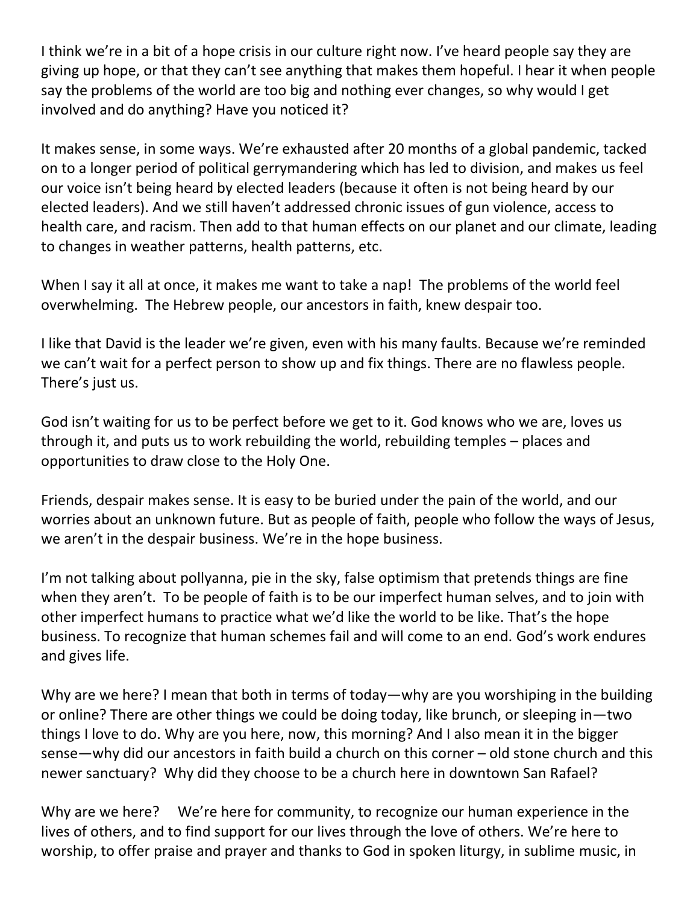I think we're in a bit of a hope crisis in our culture right now. I've heard people say they are giving up hope, or that they can't see anything that makes them hopeful. I hear it when people say the problems of the world are too big and nothing ever changes, so why would I get involved and do anything? Have you noticed it?

It makes sense, in some ways. We're exhausted after 20 months of a global pandemic, tacked on to a longer period of political gerrymandering which has led to division, and makes us feel our voice isn't being heard by elected leaders (because it often is not being heard by our elected leaders). And we still haven't addressed chronic issues of gun violence, access to health care, and racism. Then add to that human effects on our planet and our climate, leading to changes in weather patterns, health patterns, etc.

When I say it all at once, it makes me want to take a nap! The problems of the world feel overwhelming. The Hebrew people, our ancestors in faith, knew despair too.

I like that David is the leader we're given, even with his many faults. Because we're reminded we can't wait for a perfect person to show up and fix things. There are no flawless people. There's just us.

God isn't waiting for us to be perfect before we get to it. God knows who we are, loves us through it, and puts us to work rebuilding the world, rebuilding temples – places and opportunities to draw close to the Holy One.

Friends, despair makes sense. It is easy to be buried under the pain of the world, and our worries about an unknown future. But as people of faith, people who follow the ways of Jesus, we aren't in the despair business. We're in the hope business.

I'm not talking about pollyanna, pie in the sky, false optimism that pretends things are fine when they aren't. To be people of faith is to be our imperfect human selves, and to join with other imperfect humans to practice what we'd like the world to be like. That's the hope business. To recognize that human schemes fail and will come to an end. God's work endures and gives life.

Why are we here? I mean that both in terms of today—why are you worshiping in the building or online? There are other things we could be doing today, like brunch, or sleeping in—two things I love to do. Why are you here, now, this morning? And I also mean it in the bigger sense—why did our ancestors in faith build a church on this corner – old stone church and this newer sanctuary? Why did they choose to be a church here in downtown San Rafael?

Why are we here? We're here for community, to recognize our human experience in the lives of others, and to find support for our lives through the love of others. We're here to worship, to offer praise and prayer and thanks to God in spoken liturgy, in sublime music, in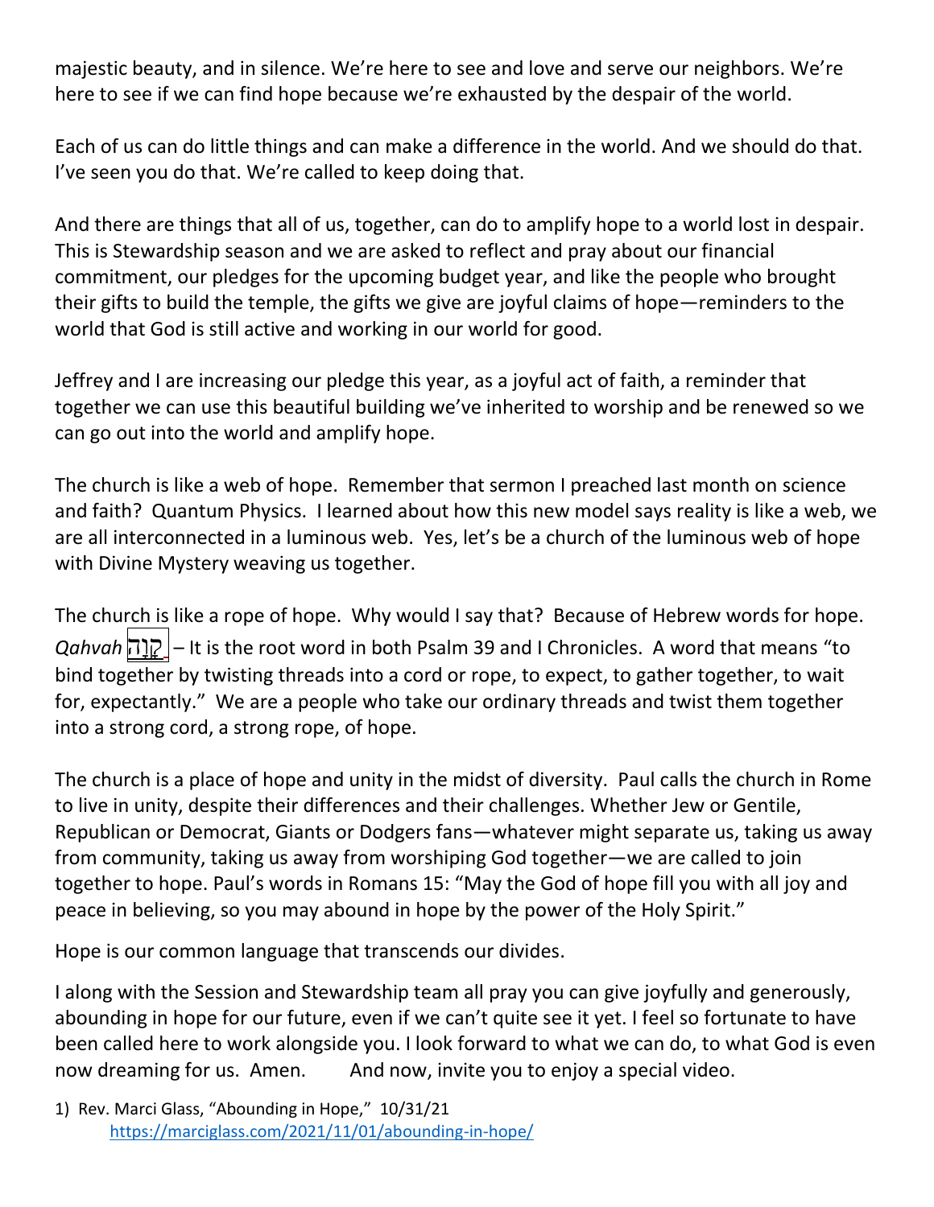majestic beauty, and in silence. We're here to see and love and serve our neighbors. We're here to see if we can find hope because we're exhausted by the despair of the world.

Each of us can do little things and can make a difference in the world. And we should do that. I've seen you do that. We're called to keep doing that.

And there are things that all of us, together, can do to amplify hope to a world lost in despair. This is Stewardship season and we are asked to reflect and pray about our financial commitment, our pledges for the upcoming budget year, and like the people who brought their gifts to build the temple, the gifts we give are joyful claims of hope—reminders to the world that God is still active and working in our world for good.

Jeffrey and I are increasing our pledge this year, as a joyful act of faith, a reminder that together we can use this beautiful building we've inherited to worship and be renewed so we can go out into the world and amplify hope.

The church is like a web of hope. Remember that sermon I preached last month on science and faith? Quantum Physics. I learned about how this new model says reality is like a web, we are all interconnected in a luminous web. Yes, let's be a church of the luminous web of hope with Divine Mystery weaving us together.

The church is like a rope of hope. Why would I say that? Because of Hebrew words for hope. *Qahvah* קָוָה – It is the root word in both Psalm 39 and I Chronicles. A word that means "to bind together by twisting threads into a cord or rope, to expect, to gather together, to wait for, expectantly." We are a people who take our ordinary threads and twist them together into a strong cord, a strong rope, of hope.

The church is a place of hope and unity in the midst of diversity. Paul calls the church in Rome to live in unity, despite their differences and their challenges. Whether Jew or Gentile, Republican or Democrat, Giants or Dodgers fans—whatever might separate us, taking us away from community, taking us away from worshiping God together—we are called to join together to hope. Paul's words in Romans 15: "May the God of hope fill you with all joy and peace in believing, so you may abound in hope by the power of the Holy Spirit."

Hope is our common language that transcends our divides.

I along with the Session and Stewardship team all pray you can give joyfully and generously, abounding in hope for our future, even if we can't quite see it yet. I feel so fortunate to have been called here to work alongside you. I look forward to what we can do, to what God is even now dreaming for us. Amen. And now, invite you to enjoy a special video.

1) Rev. Marci Glass, "Abounding in Hope," 10/31/21
   https://marciglass.com/2021/11/01/abounding-in-hope/